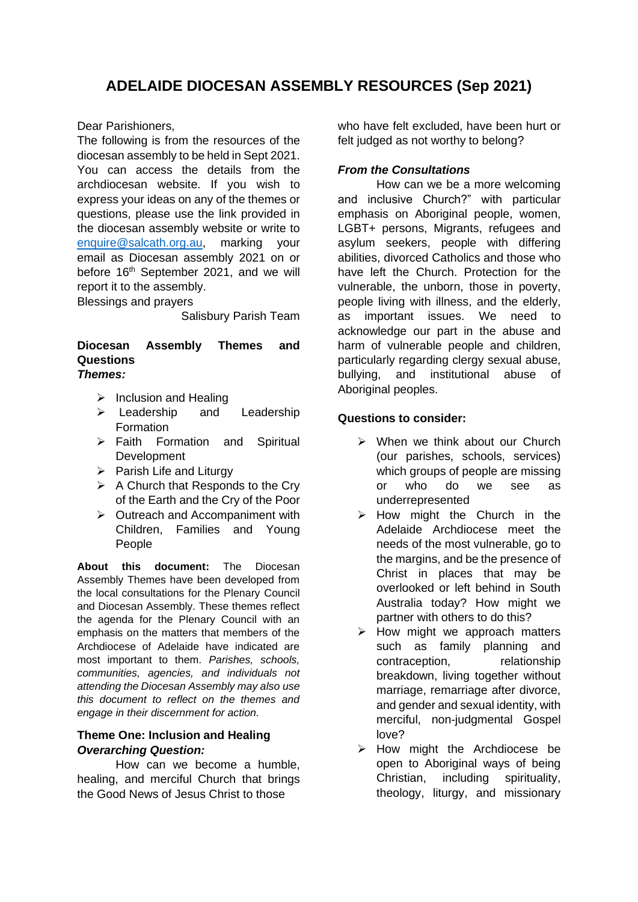# ADELAIDE DIOCESAN ASSEMBLY RESOURCES (Sep 2021)

Dear Parishioners,

The following is from the resources of the diocesan assembly to be held in Sept 2021. You can access the details from the archdiocesan website. If you wish to express your ideas on any of the themes or questions, please use the link provided in the diocesan assembly website or write to enquire@salcath.org.au, marking your email as Diocesan assembly 2021 on or before 16th September 2021, and we will report it to the assembly.

Blessings and prayers

Salisbury Parish Team

**Diocesan Assembly Themes and Questions**

***Themes:***

- Inclusion and Healing
- Leadership and Leadership Formation
- Faith Formation and Spiritual Development
- Parish Life and Liturgy
- A Church that Responds to the Cry of the Earth and the Cry of the Poor
- Outreach and Accompaniment with Children, Families and Young People

**About this document:** The Diocesan Assembly Themes have been developed from the local consultations for the Plenary Council and Diocesan Assembly. These themes reflect the agenda for the Plenary Council with an emphasis on the matters that members of the Archdiocese of Adelaide have indicated are most important to them. *Parishes, schools, communities, agencies, and individuals not attending the Diocesan Assembly may also use this document to reflect on the themes and engage in their discernment for action.*

**Theme One: Inclusion and Healing**

***Overarching Question:***

How can we become a humble, healing, and merciful Church that brings the Good News of Jesus Christ to those who have felt excluded, have been hurt or felt judged as not worthy to belong?

***From the Consultations***

How can we be a more welcoming and inclusive Church?" with particular emphasis on Aboriginal people, women, LGBT+ persons, Migrants, refugees and asylum seekers, people with differing abilities, divorced Catholics and those who have left the Church. Protection for the vulnerable, the unborn, those in poverty, people living with illness, and the elderly, as important issues. We need to acknowledge our part in the abuse and harm of vulnerable people and children, particularly regarding clergy sexual abuse, bullying, and institutional abuse of Aboriginal peoples.

**Questions to consider:**

- When we think about our Church (our parishes, schools, services) which groups of people are missing or who do we see as underrepresented
- How might the Church in the Adelaide Archdiocese meet the needs of the most vulnerable, go to the margins, and be the presence of Christ in places that may be overlooked or left behind in South Australia today? How might we partner with others to do this?
- How might we approach matters such as family planning and contraception, relationship breakdown, living together without marriage, remarriage after divorce, and gender and sexual identity, with merciful, non-judgmental Gospel love?
- How might the Archdiocese be open to Aboriginal ways of being Christian, including spirituality, theology, liturgy, and missionary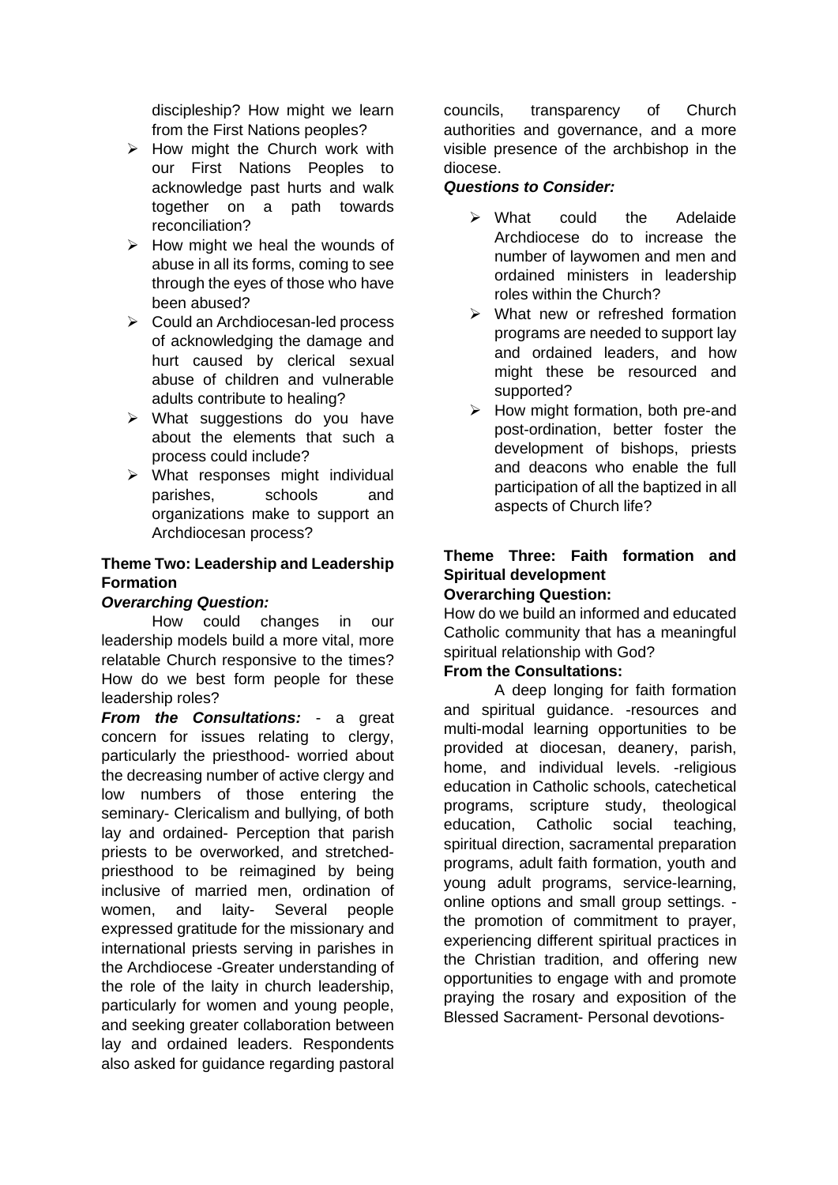discipleship? How might we learn from the First Nations peoples?

- How might the Church work with our First Nations Peoples to acknowledge past hurts and walk together on a path towards reconciliation?
- How might we heal the wounds of abuse in all its forms, coming to see through the eyes of those who have been abused?
- Could an Archdiocesan-led process of acknowledging the damage and hurt caused by clerical sexual abuse of children and vulnerable adults contribute to healing?
- What suggestions do you have about the elements that such a process could include?
- What responses might individual parishes, schools and organizations make to support an Archdiocesan process?

## Theme Two: Leadership and Leadership Formation

***Overarching Question:***

How could changes in our leadership models build a more vital, more relatable Church responsive to the times? How do we best form people for these leadership roles?

***From the Consultations:*** - a great concern for issues relating to clergy, particularly the priesthood- worried about the decreasing number of active clergy and low numbers of those entering the seminary- Clericalism and bullying, of both lay and ordained- Perception that parish priests to be overworked, and stretched- priesthood to be reimagined by being inclusive of married men, ordination of women, and laity- Several people expressed gratitude for the missionary and international priests serving in parishes in the Archdiocese -Greater understanding of the role of the laity in church leadership, particularly for women and young people, and seeking greater collaboration between lay and ordained leaders. Respondents also asked for guidance regarding pastoral councils, transparency of Church authorities and governance, and a more visible presence of the archbishop in the diocese.

***Questions to Consider:***

- What could the Adelaide Archdiocese do to increase the number of laywomen and men and ordained ministers in leadership roles within the Church?
- What new or refreshed formation programs are needed to support lay and ordained leaders, and how might these be resourced and supported?
- How might formation, both pre-and post-ordination, better foster the development of bishops, priests and deacons who enable the full participation of all the baptized in all aspects of Church life?

## Theme Three: Faith formation and Spiritual development

**Overarching Question:**

How do we build an informed and educated Catholic community that has a meaningful spiritual relationship with God?

**From the Consultations:**

A deep longing for faith formation and spiritual guidance. -resources and multi-modal learning opportunities to be provided at diocesan, deanery, parish, home, and individual levels. -religious education in Catholic schools, catechetical programs, scripture study, theological education, Catholic social teaching, spiritual direction, sacramental preparation programs, adult faith formation, youth and young adult programs, service-learning, online options and small group settings. - the promotion of commitment to prayer, experiencing different spiritual practices in the Christian tradition, and offering new opportunities to engage with and promote praying the rosary and exposition of the Blessed Sacrament- Personal devotions-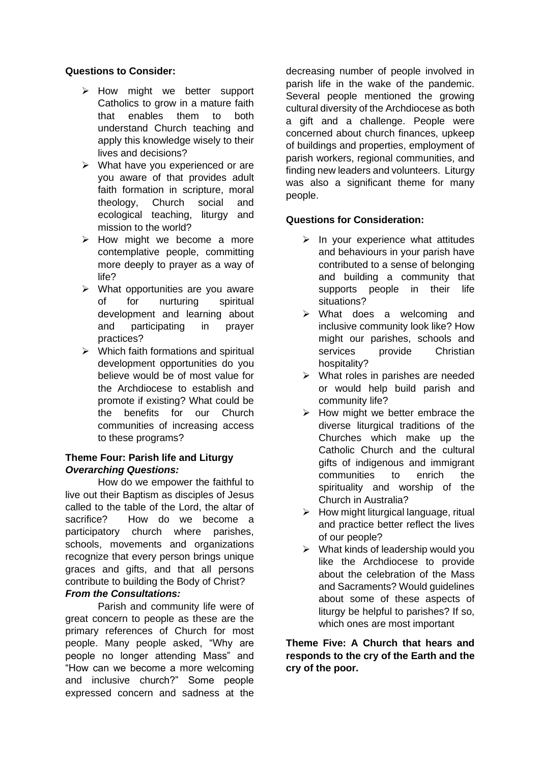**Questions to Consider:**

- How might we better support Catholics to grow in a mature faith that enables them to both understand Church teaching and apply this knowledge wisely to their lives and decisions?
- What have you experienced or are you aware of that provides adult faith formation in scripture, moral theology, Church social and ecological teaching, liturgy and mission to the world?
- How might we become a more contemplative people, committing more deeply to prayer as a way of life?
- What opportunities are you aware of for nurturing spiritual development and learning about and participating in prayer practices?
- Which faith formations and spiritual development opportunities do you believe would be of most value for the Archdiocese to establish and promote if existing? What could be the benefits for our Church communities of increasing access to these programs?

**Theme Four: Parish life and Liturgy**

***Overarching Questions:***

How do we empower the faithful to live out their Baptism as disciples of Jesus called to the table of the Lord, the altar of sacrifice? How do we become a participatory church where parishes, schools, movements and organizations recognize that every person brings unique graces and gifts, and that all persons contribute to building the Body of Christ?

***From the Consultations:***

Parish and community life were of great concern to people as these are the primary references of Church for most people. Many people asked, "Why are people no longer attending Mass" and "How can we become a more welcoming and inclusive church?" Some people expressed concern and sadness at the decreasing number of people involved in parish life in the wake of the pandemic. Several people mentioned the growing cultural diversity of the Archdiocese as both a gift and a challenge. People were concerned about church finances, upkeep of buildings and properties, employment of parish workers, regional communities, and finding new leaders and volunteers. Liturgy was also a significant theme for many people.

**Questions for Consideration:**

- In your experience what attitudes and behaviours in your parish have contributed to a sense of belonging and building a community that supports people in their life situations?
- What does a welcoming and inclusive community look like? How might our parishes, schools and services provide Christian hospitality?
- What roles in parishes are needed or would help build parish and community life?
- How might we better embrace the diverse liturgical traditions of the Churches which make up the Catholic Church and the cultural gifts of indigenous and immigrant communities to enrich the spirituality and worship of the Church in Australia?
- How might liturgical language, ritual and practice better reflect the lives of our people?
- What kinds of leadership would you like the Archdiocese to provide about the celebration of the Mass and Sacraments? Would guidelines about some of these aspects of liturgy be helpful to parishes? If so, which ones are most important

**Theme Five: A Church that hears and responds to the cry of the Earth and the cry of the poor.**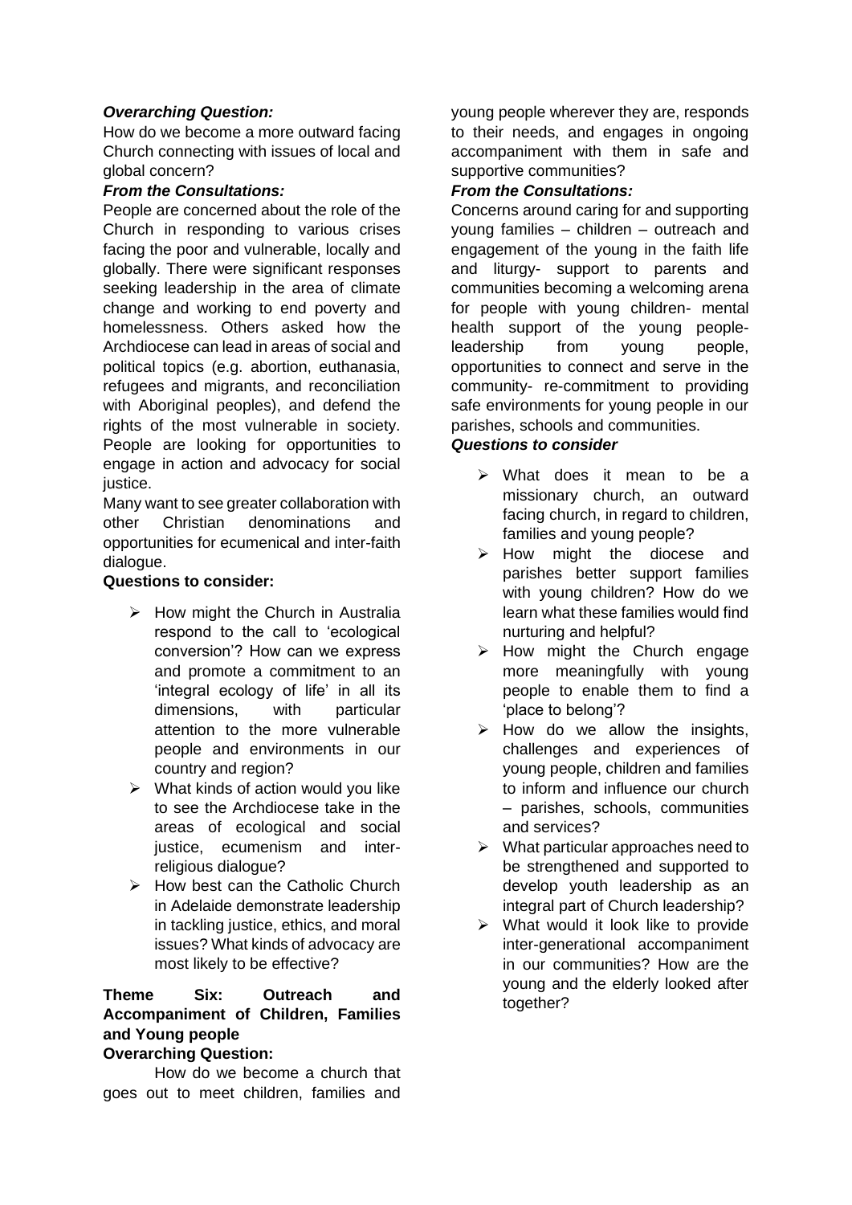***Overarching Question:***

How do we become a more outward facing Church connecting with issues of local and global concern?

***From the Consultations:***

People are concerned about the role of the Church in responding to various crises facing the poor and vulnerable, locally and globally. There were significant responses seeking leadership in the area of climate change and working to end poverty and homelessness. Others asked how the Archdiocese can lead in areas of social and political topics (e.g. abortion, euthanasia, refugees and migrants, and reconciliation with Aboriginal peoples), and defend the rights of the most vulnerable in society. People are looking for opportunities to engage in action and advocacy for social justice.

Many want to see greater collaboration with other Christian denominations and opportunities for ecumenical and inter-faith dialogue.

**Questions to consider:**

- How might the Church in Australia respond to the call to 'ecological conversion'? How can we express and promote a commitment to an 'integral ecology of life' in all its dimensions, with particular attention to the more vulnerable people and environments in our country and region?
- What kinds of action would you like to see the Archdiocese take in the areas of ecological and social justice, ecumenism and inter-religious dialogue?
- How best can the Catholic Church in Adelaide demonstrate leadership in tackling justice, ethics, and moral issues? What kinds of advocacy are most likely to be effective?

**Theme Six: Outreach and Accompaniment of Children, Families and Young people**

**Overarching Question:**

How do we become a church that goes out to meet children, families and young people wherever they are, responds to their needs, and engages in ongoing accompaniment with them in safe and supportive communities?

***From the Consultations:***

Concerns around caring for and supporting young families – children – outreach and engagement of the young in the faith life and liturgy- support to parents and communities becoming a welcoming arena for people with young children- mental health support of the young people- leadership from young people, opportunities to connect and serve in the community- re-commitment to providing safe environments for young people in our parishes, schools and communities.

***Questions to consider***

- What does it mean to be a missionary church, an outward facing church, in regard to children, families and young people?
- How might the diocese and parishes better support families with young children? How do we learn what these families would find nurturing and helpful?
- How might the Church engage more meaningfully with young people to enable them to find a 'place to belong'?
- How do we allow the insights, challenges and experiences of young people, children and families to inform and influence our church – parishes, schools, communities and services?
- What particular approaches need to be strengthened and supported to develop youth leadership as an integral part of Church leadership?
- What would it look like to provide inter-generational accompaniment in our communities? How are the young and the elderly looked after together?